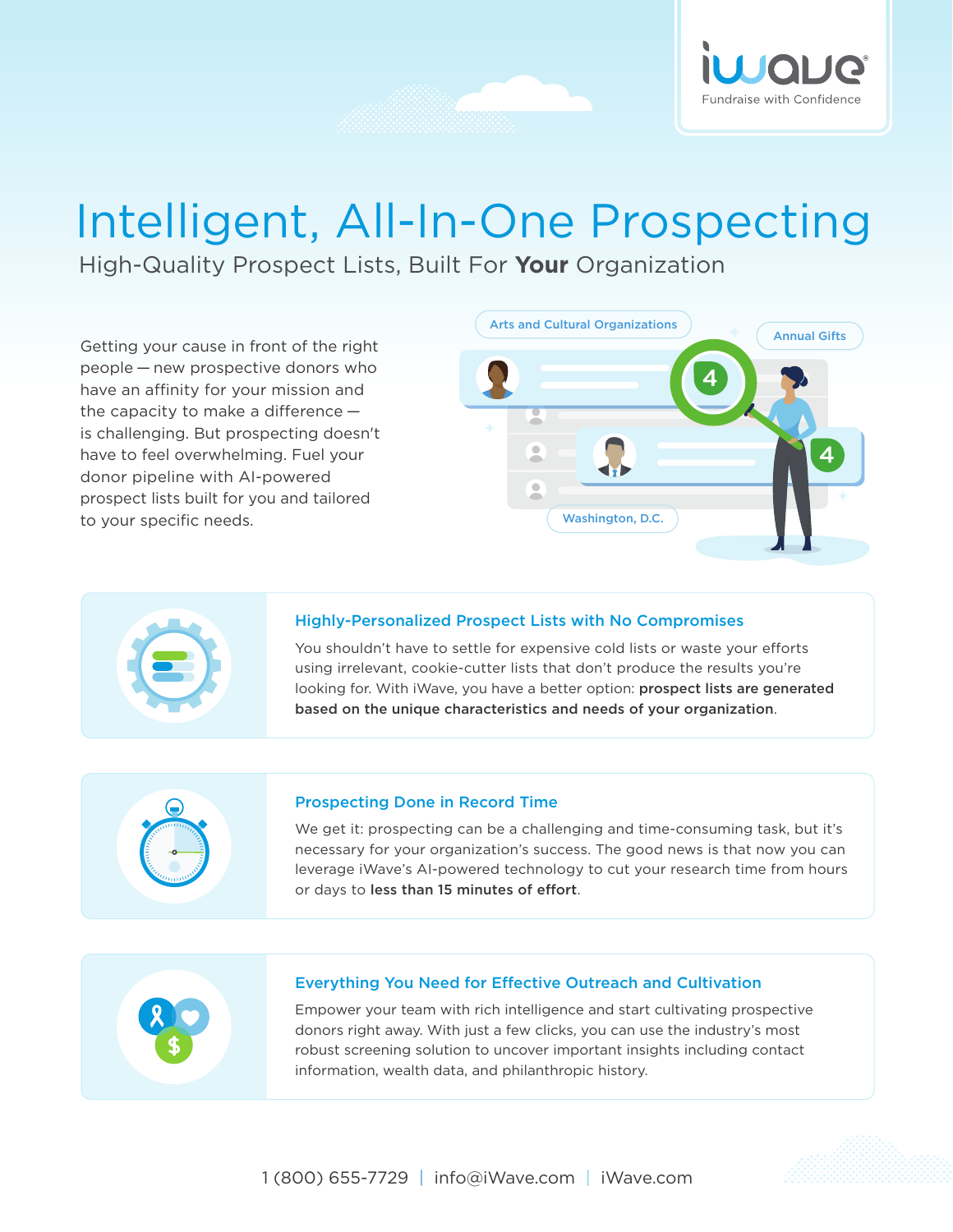iWave

Fundraise with Confidence

# Intelligent, All-In-One Prospecting

## High-Quality Prospect Lists, Built For **Your** Organization

Getting your cause in front of the right people — new prospective donors who have an affinity for your mission and the capacity to make a difference — is challenging. But prospecting doesn't have to feel overwhelming. Fuel your donor pipeline with AI-powered prospect lists built for you and tailored to your specific needs.

Arts and Cultural Organizations

Annual Gifts

Washington, D.C.

### Highly-Personalized Prospect Lists with No Compromises

You shouldn't have to settle for expensive cold lists or waste your efforts using irrelevant, cookie-cutter lists that don't produce the results you're looking for. With iWave, you have a better option: **prospect lists are generated based on the unique characteristics and needs of your organization**.

### Prospecting Done in Record Time

We get it: prospecting can be a challenging and time-consuming task, but it's necessary for your organization's success. The good news is that now you can leverage iWave's AI-powered technology to cut your research time from hours or days to **less than 15 minutes of effort**.

### Everything You Need for Effective Outreach and Cultivation

Empower your team with rich intelligence and start cultivating prospective donors right away. With just a few clicks, you can use the industry's most robust screening solution to uncover important insights including contact information, wealth data, and philanthropic history.

1 (800) 655-7729 | info@iWave.com | iWave.com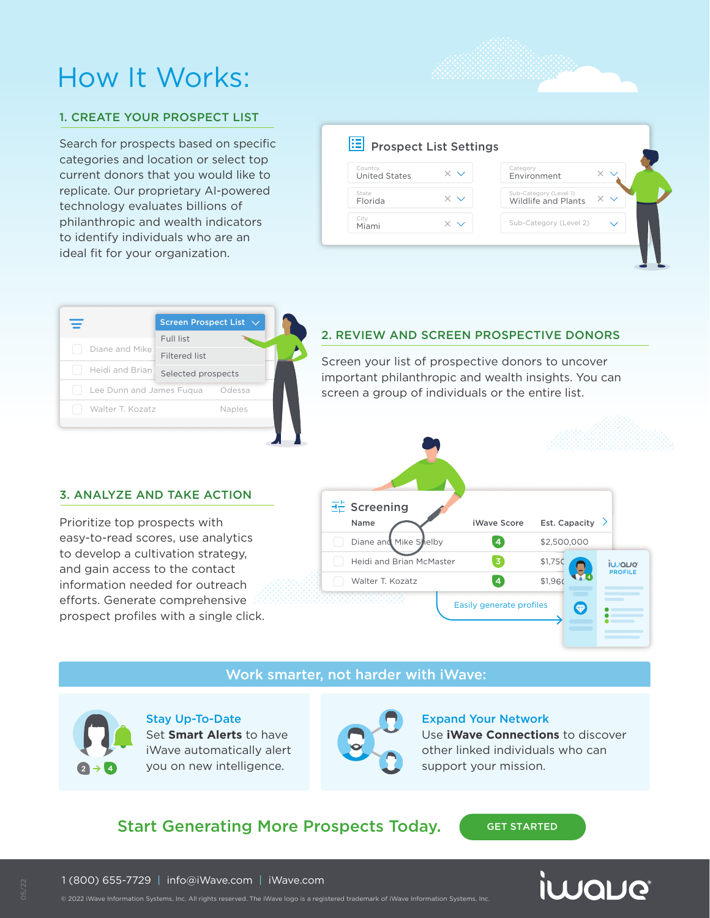# How It Works:

## 1. CREATE YOUR PROSPECT LIST

Search for prospects based on specific categories and location or select top current donors that you would like to replicate. Our proprietary AI-powered technology evaluates billions of philanthropic and wealth indicators to identify individuals who are an ideal fit for your organization.

Prospect List Settings

Country: United States
State: Florida
City: Miami
Category: Environment
Sub-Category (Level 1): Wildlife and Plants
Sub-Category (Level 2)

## 2. REVIEW AND SCREEN PROSPECTIVE DONORS

Screen your list of prospective donors to uncover important philanthropic and wealth insights. You can screen a group of individuals or the entire list.

Screen Prospect List
Full list
Filtered list
Selected prospects

Diane and Mike
Heidi and Brian
Lee Dunn and James Fuqua — Odessa
Walter T. Kozatz — Naples

## 3. ANALYZE AND TAKE ACTION

Prioritize top prospects with easy-to-read scores, use analytics to develop a cultivation strategy, and gain access to the contact information needed for outreach efforts. Generate comprehensive prospect profiles with a single click.

Screening

| Name | iWave Score | Est. Capacity |
|---|---|---|
| Diane and Mike Shelby | 4 | $2,500,000 |
| Heidi and Brian McMaster | 3 | $1,750 |
| Walter T. Kozatz | 4 | $1,960 |

Easily generate profiles

iWave PROFILE

## Work smarter, not harder with iWave:

### Stay Up-To-Date

Set **Smart Alerts** to have iWave automatically alert you on new intelligence.

### Expand Your Network

Use **iWave Connections** to discover other linked individuals who can support your mission.

**Start Generating More Prospects Today.** GET STARTED

1 (800) 655-7729 | info@iWave.com | iWave.com

© 2022 iWave Information Systems, Inc. All rights reserved. The iWave logo is a registered trademark of iWave Information Systems, Inc.